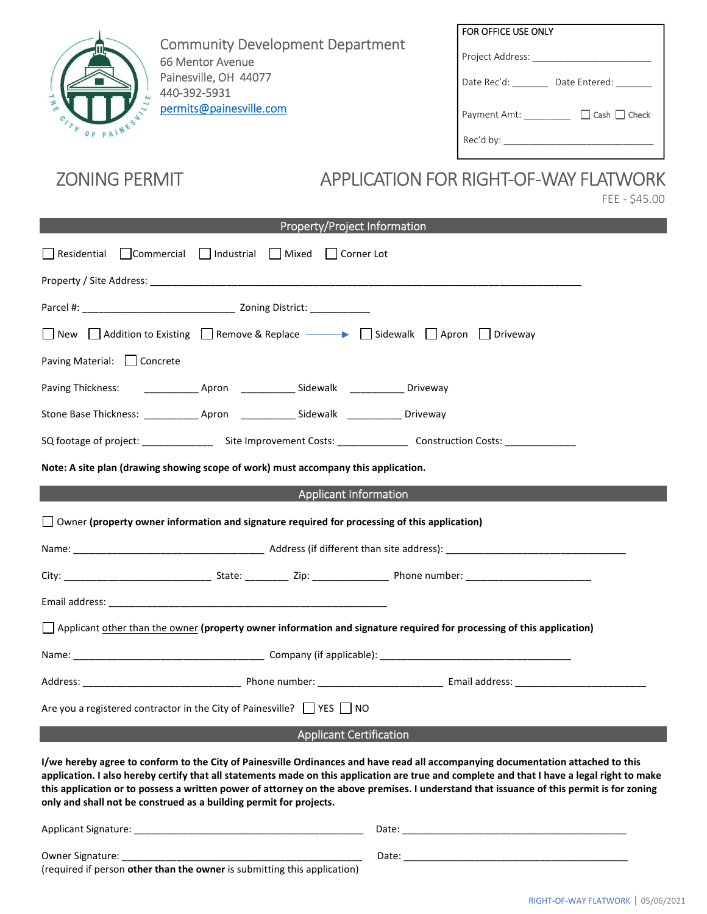Community Development Department
66 Mentor Avenue
Painesville, OH 44077
440-392-5931
permits@painesville.com

FOR OFFICE USE ONLY

Project Address: ______________________

Date Rec'd: _______ Date Entered: _______

Payment Amt: _________ ☐ Cash ☐ Check

Rec'd by: ____________________________

# ZONING PERMIT

# APPLICATION FOR RIGHT-OF-WAY FLATWORK

FEE - $45.00

## Property/Project Information

☐ Residential ☐ Commercial ☐ Industrial ☐ Mixed ☐ Corner Lot

Property / Site Address: ______________________________________________________________________________

Parcel #: ____________________________ Zoning District: ___________

☐ New ☐ Addition to Existing ☐ Remove & Replace → ☐ Sidewalk ☐ Apron ☐ Driveway

Paving Material: ☐ Concrete

Paving Thickness: __________ Apron __________ Sidewalk __________ Driveway

Stone Base Thickness: __________ Apron __________ Sidewalk __________ Driveway

SQ footage of project: _____________ Site Improvement Costs: _____________ Construction Costs: _____________

**Note: A site plan (drawing showing scope of work) must accompany this application.**

## Applicant Information

☐ Owner **(property owner information and signature required for processing of this application)**

Name: ___________________________________ Address (if different than site address): _________________________________

City: ___________________________ State: ________ Zip: ______________ Phone number: _______________________

Email address: _____________________________________________________

☐ Applicant other than the owner **(property owner information and signature required for processing of this application)**

Name: ___________________________________ Company (if applicable): ___________________________________

Address: _____________________________ Phone number: _______________________ Email address: ________________________

Are you a registered contractor in the City of Painesville? ☐ YES ☐ NO

## Applicant Certification

**I/we hereby agree to conform to the City of Painesville Ordinances and have read all accompanying documentation attached to this application. I also hereby certify that all statements made on this application are true and complete and that I have a legal right to make this application or to possess a written power of attorney on the above premises. I understand that issuance of this permit is for zoning only and shall not be construed as a building permit for projects.**

Applicant Signature: ___________________________________________ Date: ___________________________________________

Owner Signature: _____________________________________________ Date: ___________________________________________
(required if person **other than the owner** is submitting this application)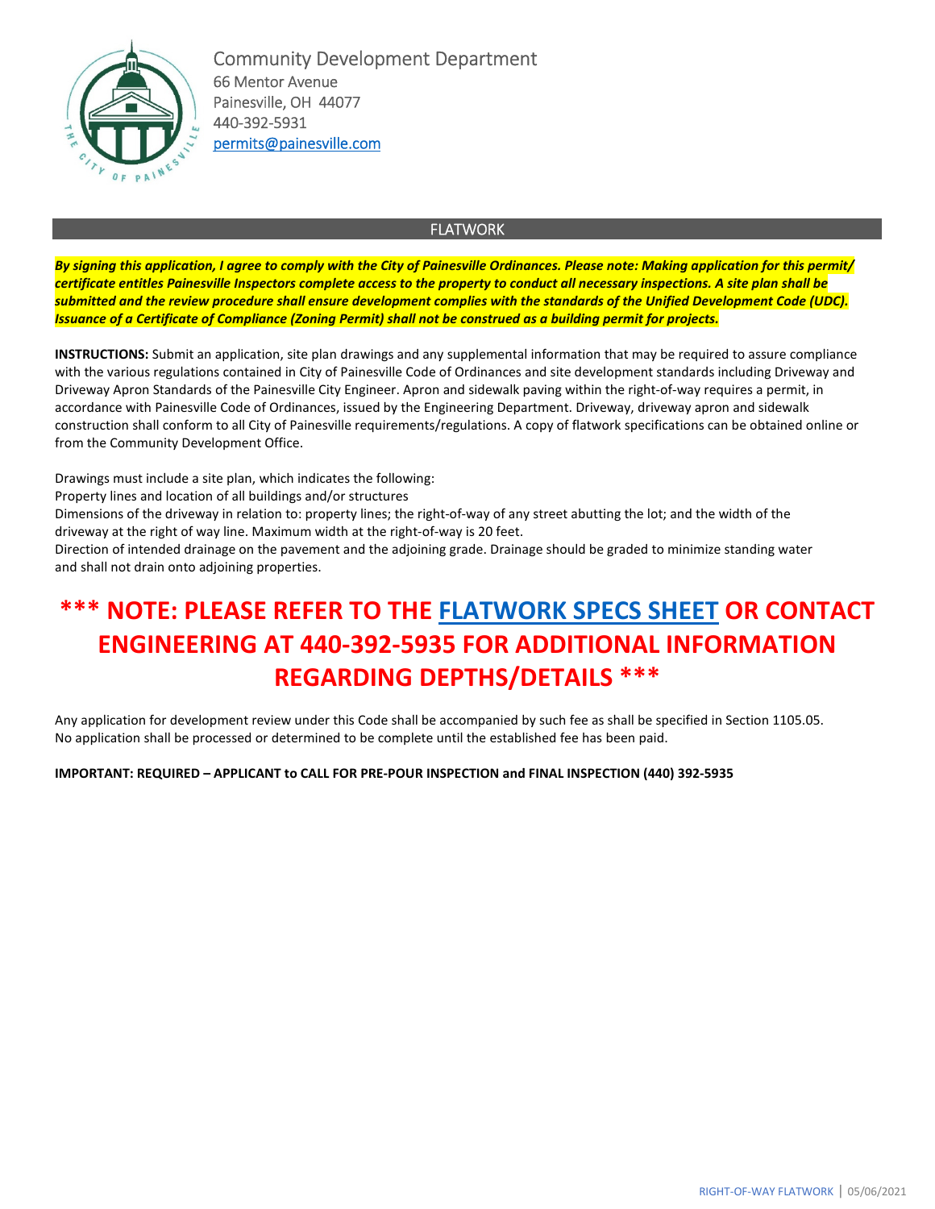Community Development Department
66 Mentor Avenue
Painesville, OH 44077
440-392-5931
permits@painesville.com

## FLATWORK

***By signing this application, I agree to comply with the City of Painesville Ordinances. Please note: Making application for this permit/ certificate entitles Painesville Inspectors complete access to the property to conduct all necessary inspections. A site plan shall be submitted and the review procedure shall ensure development complies with the standards of the Unified Development Code (UDC). Issuance of a Certificate of Compliance (Zoning Permit) shall not be construed as a building permit for projects.***

**INSTRUCTIONS:** Submit an application, site plan drawings and any supplemental information that may be required to assure compliance with the various regulations contained in City of Painesville Code of Ordinances and site development standards including Driveway and Driveway Apron Standards of the Painesville City Engineer. Apron and sidewalk paving within the right-of-way requires a permit, in accordance with Painesville Code of Ordinances, issued by the Engineering Department. Driveway, driveway apron and sidewalk construction shall conform to all City of Painesville requirements/regulations. A copy of flatwork specifications can be obtained online or from the Community Development Office.

Drawings must include a site plan, which indicates the following:
Property lines and location of all buildings and/or structures
Dimensions of the driveway in relation to: property lines; the right-of-way of any street abutting the lot; and the width of the driveway at the right of way line. Maximum width at the right-of-way is 20 feet.
Direction of intended drainage on the pavement and the adjoining grade. Drainage should be graded to minimize standing water and shall not drain onto adjoining properties.

## *** NOTE: PLEASE REFER TO THE FLATWORK SPECS SHEET OR CONTACT ENGINEERING AT 440-392-5935 FOR ADDITIONAL INFORMATION REGARDING DEPTHS/DETAILS ***

Any application for development review under this Code shall be accompanied by such fee as shall be specified in Section 1105.05. No application shall be processed or determined to be complete until the established fee has been paid.

**IMPORTANT: REQUIRED – APPLICANT to CALL FOR PRE-POUR INSPECTION and FINAL INSPECTION (440) 392-5935**